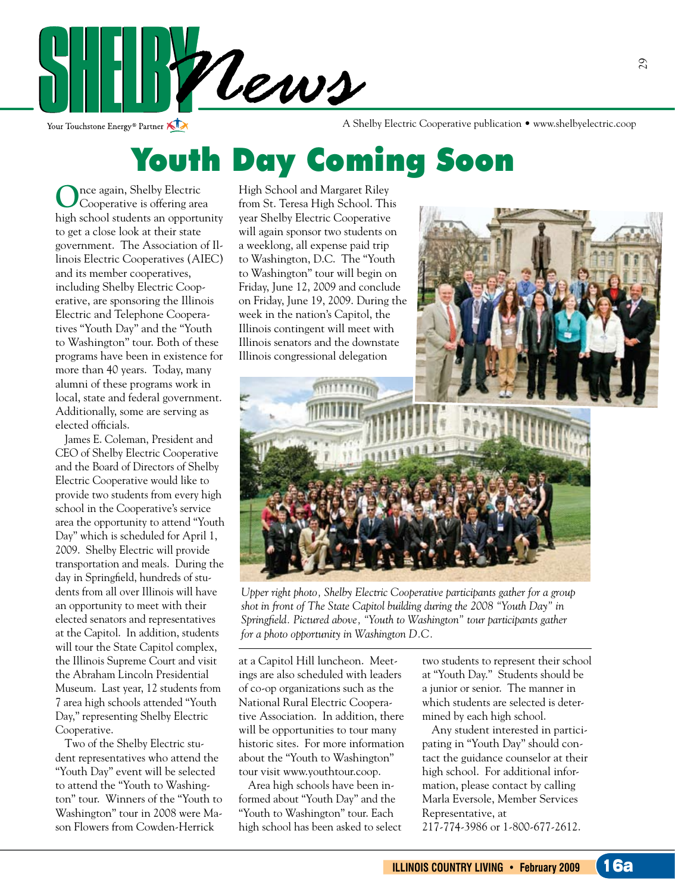# SHELBY News

Your Touchstone Energy® Partner

A Shelby Electric Cooperative publication • www.shelbyelectric.coop

## Youth Day Coming Soon

Once again, Shelby Electric Cooperative is offering area high school students an opportunity to get a close look at their state government. The Association of Illinois Electric Cooperatives (AIEC) and its member cooperatives, including Shelby Electric Cooperative, are sponsoring the Illinois Electric and Telephone Cooperatives "Youth Day" and the "Youth to Washington" tour. Both of these programs have been in existence for more than 40 years. Today, many alumni of these programs work in local, state and federal government. Additionally, some are serving as elected officials.

James E. Coleman, President and CEO of Shelby Electric Cooperative and the Board of Directors of Shelby Electric Cooperative would like to provide two students from every high school in the Cooperative's service area the opportunity to attend "Youth Day" which is scheduled for April 1, 2009. Shelby Electric will provide transportation and meals. During the day in Springfield, hundreds of students from all over Illinois will have an opportunity to meet with their elected senators and representatives at the Capitol. In addition, students will tour the State Capitol complex, the Illinois Supreme Court and visit the Abraham Lincoln Presidential Museum. Last year, 12 students from 7 area high schools attended "Youth Day," representing Shelby Electric Cooperative.

Two of the Shelby Electric student representatives who attend the "Youth Day" event will be selected to attend the "Youth to Washington" tour. Winners of the "Youth to Washington" tour in 2008 were Mason Flowers from Cowden-Herrick High School and Margaret Riley from St. Teresa High School. This year Shelby Electric Cooperative will again sponsor two students on a weeklong, all expense paid trip to Washington, D.C. The "Youth to Washington" tour will begin on Friday, June 12, 2009 and conclude on Friday, June 19, 2009. During the week in the nation's Capitol, the Illinois contingent will meet with Illinois senators and the downstate Illinois congressional delegation at a Capitol Hill luncheon. Meetings are also scheduled with leaders of co-op organizations such as the National Rural Electric Cooperative Association. In addition, there will be opportunities to tour many historic sites. For more information about the "Youth to Washington" tour visit www.youthtour.coop.

*Upper right photo, Shelby Electric Cooperative participants gather for a group shot in front of The State Capitol building during the 2008 "Youth Day" in Springfield. Pictured above, "Youth to Washington" tour participants gather for a photo opportunity in Washington D.C.*

Area high schools have been informed about "Youth Day" and the "Youth to Washington" tour. Each high school has been asked to select two students to represent their school at "Youth Day." Students should be a junior or senior. The manner in which students are selected is determined by each high school.

Any student interested in participating in "Youth Day" should contact the guidance counselor at their high school. For additional information, please contact by calling Marla Eversole, Member Services Representative, at 217-774-3986 or 1-800-677-2612.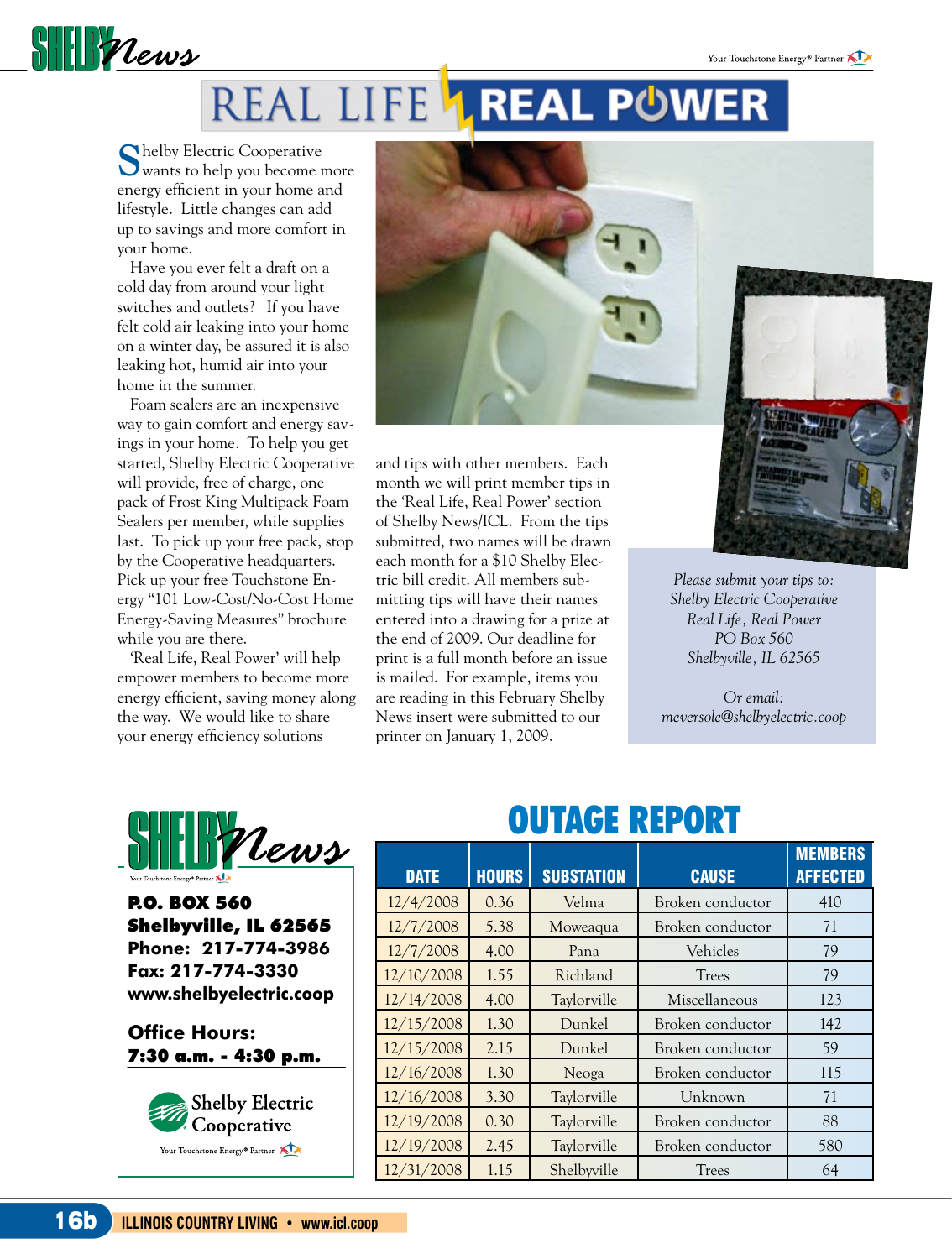# REAL LIFE REAL POWER

Shelby Electric Cooperative wants to help you become more energy efficient in your home and lifestyle. Little changes can add up to savings and more comfort in your home.

Have you ever felt a draft on a cold day from around your light switches and outlets? If you have felt cold air leaking into your home on a winter day, be assured it is also leaking hot, humid air into your home in the summer.

Foam sealers are an inexpensive way to gain comfort and energy savings in your home. To help you get started, Shelby Electric Cooperative will provide, free of charge, one pack of Frost King Multipack Foam Sealers per member, while supplies last. To pick up your free pack, stop by the Cooperative headquarters. Pick up your free Touchstone Energy "101 Low-Cost/No-Cost Home Energy-Saving Measures" brochure while you are there.

'Real Life, Real Power' will help empower members to become more energy efficient, saving money along the way. We would like to share your energy efficiency solutions and tips with other members. Each month we will print member tips in the 'Real Life, Real Power' section of Shelby News/ICL. From the tips submitted, two names will be drawn each month for a $10 Shelby Electric bill credit. All members submitting tips will have their names entered into a drawing for a prize at the end of 2009. Our deadline for print is a full month before an issue is mailed. For example, items you are reading in this February Shelby News insert were submitted to our printer on January 1, 2009.

*Please submit your tips to:*
*Shelby Electric Cooperative*
*Real Life, Real Power*
*PO Box 560*
*Shelbyville, IL 62565*

*Or email:*
*meversole@shelbyelectric.coop*

**SHELBY News**

**P.O. BOX 560**
**Shelbyville, IL 62565**
**Phone: 217-774-3986**
**Fax: 217-774-3330**
**www.shelbyelectric.coop**

**Office Hours:**
**7:30 a.m. - 4:30 p.m.**

Shelby Electric Cooperative
Your Touchstone Energy® Partner

## OUTAGE REPORT

| DATE | HOURS | SUBSTATION | CAUSE | MEMBERS AFFECTED |
|---|---|---|---|---|
| 12/4/2008 | 0.36 | Velma | Broken conductor | 410 |
| 12/7/2008 | 5.38 | Moweaqua | Broken conductor | 71 |
| 12/7/2008 | 4.00 | Pana | Vehicles | 79 |
| 12/10/2008 | 1.55 | Richland | Trees | 79 |
| 12/14/2008 | 4.00 | Taylorville | Miscellaneous | 123 |
| 12/15/2008 | 1.30 | Dunkel | Broken conductor | 142 |
| 12/15/2008 | 2.15 | Dunkel | Broken conductor | 59 |
| 12/16/2008 | 1.30 | Neoga | Broken conductor | 115 |
| 12/16/2008 | 3.30 | Taylorville | Unknown | 71 |
| 12/19/2008 | 0.30 | Taylorville | Broken conductor | 88 |
| 12/19/2008 | 2.45 | Taylorville | Broken conductor | 580 |
| 12/31/2008 | 1.15 | Shelbyville | Trees | 64 |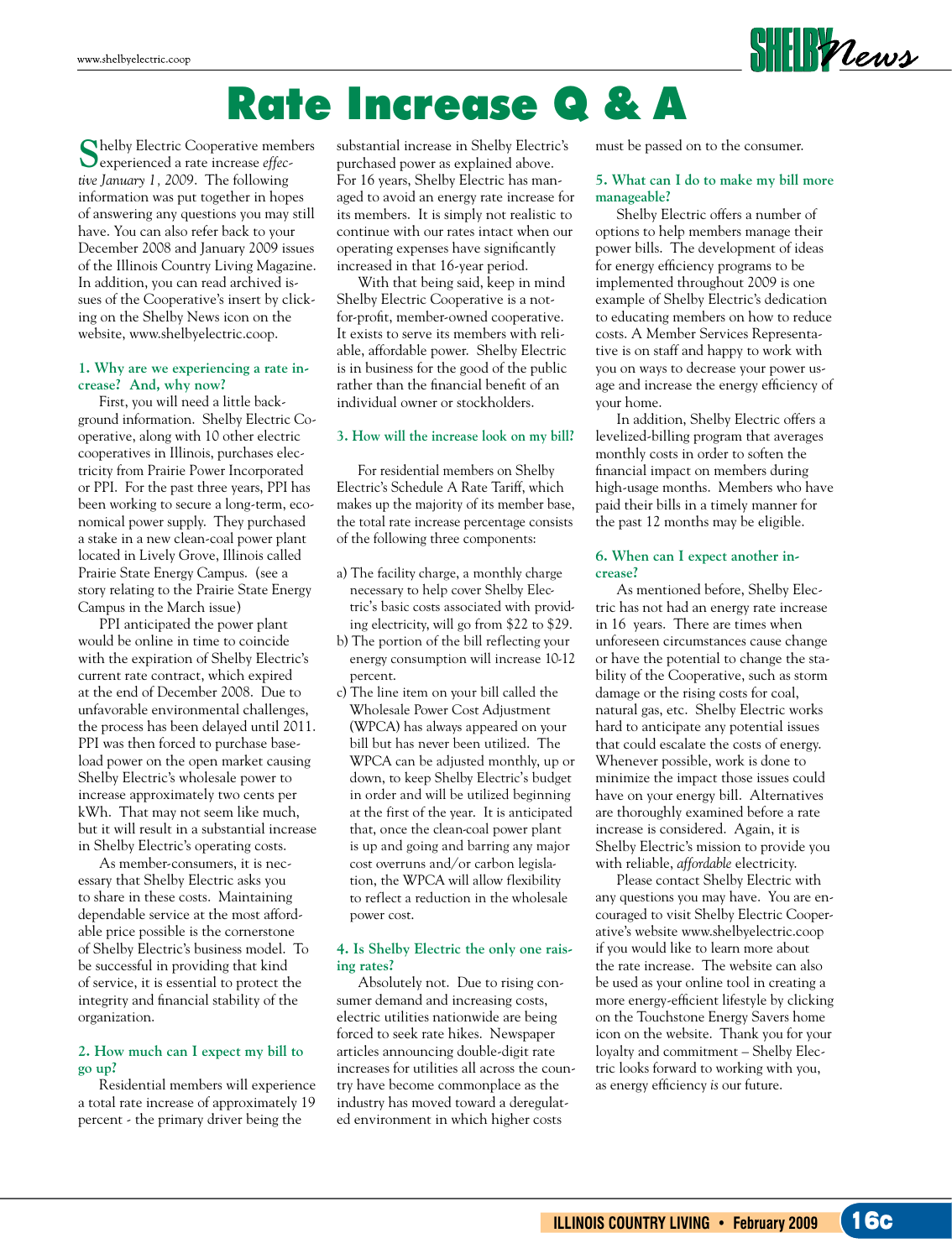# Rate Increase Q & A

Shelby Electric Cooperative members experienced a rate increase *effective January 1, 2009*. The following information was put together in hopes of answering any questions you may still have. You can also refer back to your December 2008 and January 2009 issues of the Illinois Country Living Magazine. In addition, you can read archived issues of the Cooperative's insert by clicking on the Shelby News icon on the website, www.shelbyelectric.coop.

### 1. Why are we experiencing a rate increase? And, why now?

First, you will need a little background information. Shelby Electric Cooperative, along with 10 other electric cooperatives in Illinois, purchases electricity from Prairie Power Incorporated or PPI. For the past three years, PPI has been working to secure a long-term, economical power supply. They purchased a stake in a new clean-coal power plant located in Lively Grove, Illinois called Prairie State Energy Campus. (see a story relating to the Prairie State Energy Campus in the March issue)

PPI anticipated the power plant would be online in time to coincide with the expiration of Shelby Electric's current rate contract, which expired at the end of December 2008. Due to unfavorable environmental challenges, the process has been delayed until 2011. PPI was then forced to purchase base-load power on the open market causing Shelby Electric's wholesale power to increase approximately two cents per kWh. That may not seem like much, but it will result in a substantial increase in Shelby Electric's operating costs.

As member-consumers, it is necessary that Shelby Electric asks you to share in these costs. Maintaining dependable service at the most affordable price possible is the cornerstone of Shelby Electric's business model. To be successful in providing that kind of service, it is essential to protect the integrity and financial stability of the organization.

### 2. How much can I expect my bill to go up?

Residential members will experience a total rate increase of approximately 19 percent - the primary driver being the substantial increase in Shelby Electric's purchased power as explained above. For 16 years, Shelby Electric has managed to avoid an energy rate increase for its members. It is simply not realistic to continue with our rates intact when our operating expenses have significantly increased in that 16-year period.

With that being said, keep in mind Shelby Electric Cooperative is a not-for-profit, member-owned cooperative. It exists to serve its members with reliable, affordable power. Shelby Electric is in business for the good of the public rather than the financial benefit of an individual owner or stockholders.

### 3. How will the increase look on my bill?

For residential members on Shelby Electric's Schedule A Rate Tariff, which makes up the majority of its member base, the total rate increase percentage consists of the following three components:

a) The facility charge, a monthly charge necessary to help cover Shelby Electric's basic costs associated with providing electricity, will go from $22 to $29.
b) The portion of the bill reflecting your energy consumption will increase 10-12 percent.
c) The line item on your bill called the Wholesale Power Cost Adjustment (WPCA) has always appeared on your bill but has never been utilized. The WPCA can be adjusted monthly, up or down, to keep Shelby Electric's budget in order and will be utilized beginning at the first of the year. It is anticipated that, once the clean-coal power plant is up and going and barring any major cost overruns and/or carbon legislation, the WPCA will allow flexibility to reflect a reduction in the wholesale power cost.

### 4. Is Shelby Electric the only one raising rates?

Absolutely not. Due to rising consumer demand and increasing costs, electric utilities nationwide are being forced to seek rate hikes. Newspaper articles announcing double-digit rate increases for utilities all across the country have become commonplace as the industry has moved toward a deregulated environment in which higher costs must be passed on to the consumer.

### 5. What can I do to make my bill more manageable?

Shelby Electric offers a number of options to help members manage their power bills. The development of ideas for energy efficiency programs to be implemented throughout 2009 is one example of Shelby Electric's dedication to educating members on how to reduce costs. A Member Services Representative is on staff and happy to work with you on ways to decrease your power usage and increase the energy efficiency of your home.

In addition, Shelby Electric offers a levelized-billing program that averages monthly costs in order to soften the financial impact on members during high-usage months. Members who have paid their bills in a timely manner for the past 12 months may be eligible.

### 6. When can I expect another increase?

As mentioned before, Shelby Electric has not had an energy rate increase in 16 years. There are times when unforeseen circumstances cause change or have the potential to change the stability of the Cooperative, such as storm damage or the rising costs for coal, natural gas, etc. Shelby Electric works hard to anticipate any potential issues that could escalate the costs of energy. Whenever possible, work is done to minimize the impact those issues could have on your energy bill. Alternatives are thoroughly examined before a rate increase is considered. Again, it is Shelby Electric's mission to provide you with reliable, *affordable* electricity.

Please contact Shelby Electric with any questions you may have. You are encouraged to visit Shelby Electric Cooperative's website www.shelbyelectric.coop if you would like to learn more about the rate increase. The website can also be used as your online tool in creating a more energy-efficient lifestyle by clicking on the Touchstone Energy Savers home icon on the website. Thank you for your loyalty and commitment – Shelby Electric looks forward to working with you, as energy efficiency *is* our future.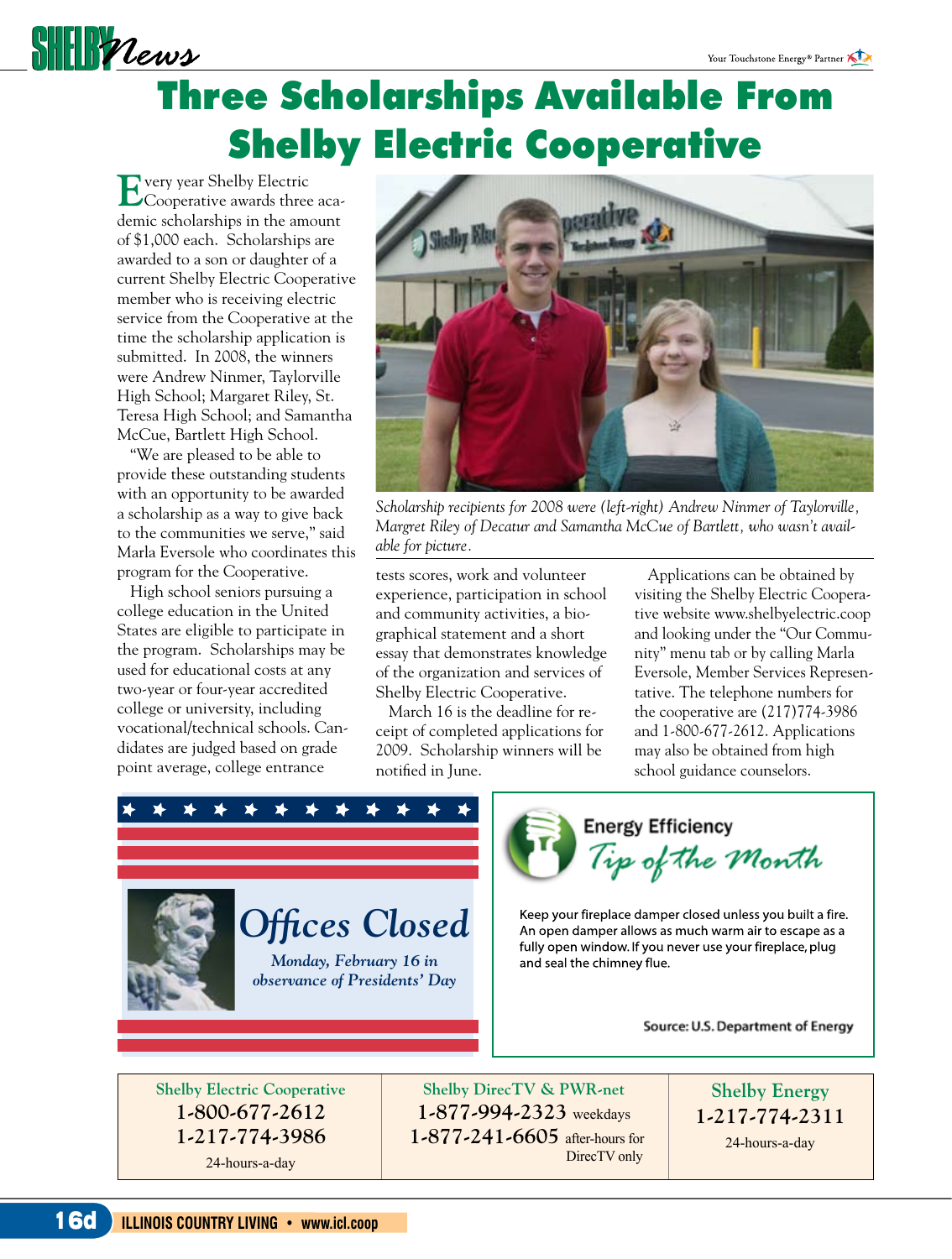# Three Scholarships Available From Shelby Electric Cooperative

Every year Shelby Electric Cooperative awards three academic scholarships in the amount of $1,000 each. Scholarships are awarded to a son or daughter of a current Shelby Electric Cooperative member who is receiving electric service from the Cooperative at the time the scholarship application is submitted. In 2008, the winners were Andrew Ninmer, Taylorville High School; Margaret Riley, St. Teresa High School; and Samantha McCue, Bartlett High School.

"We are pleased to be able to provide these outstanding students with an opportunity to be awarded a scholarship as a way to give back to the communities we serve," said Marla Eversole who coordinates this program for the Cooperative.

High school seniors pursuing a college education in the United States are eligible to participate in the program. Scholarships may be used for educational costs at any two-year or four-year accredited college or university, including vocational/technical schools. Candidates are judged based on grade point average, college entrance tests scores, work and volunteer experience, participation in school and community activities, a biographical statement and a short essay that demonstrates knowledge of the organization and services of Shelby Electric Cooperative.

*Scholarship recipients for 2008 were (left-right) Andrew Ninmer of Taylorville, Margret Riley of Decatur and Samantha McCue of Bartlett, who wasn't available for picture.*

March 16 is the deadline for receipt of completed applications for 2009. Scholarship winners will be notified in June.

Applications can be obtained by visiting the Shelby Electric Cooperative website www.shelbyelectric.coop and looking under the "Our Community" menu tab or by calling Marla Eversole, Member Services Representative. The telephone numbers for the cooperative are (217)774-3986 and 1-800-677-2612. Applications may also be obtained from high school guidance counselors.

## Offices Closed

*Monday, February 16 in observance of Presidents' Day*

## Energy Efficiency Tip of the Month

Keep your fireplace damper closed unless you built a fire. An open damper allows as much warm air to escape as a fully open window. If you never use your fireplace, plug and seal the chimney flue.

Source: U.S. Department of Energy

| Shelby Electric Cooperative | Shelby DirecTV & PWR-net | Shelby Energy |
|---|---|---|
| 1-800-677-2612<br>1-217-774-3986<br>24-hours-a-day | 1-877-994-2323 weekdays<br>1-877-241-6605 after-hours for DirecTV only | 1-217-774-2311<br>24-hours-a-day |